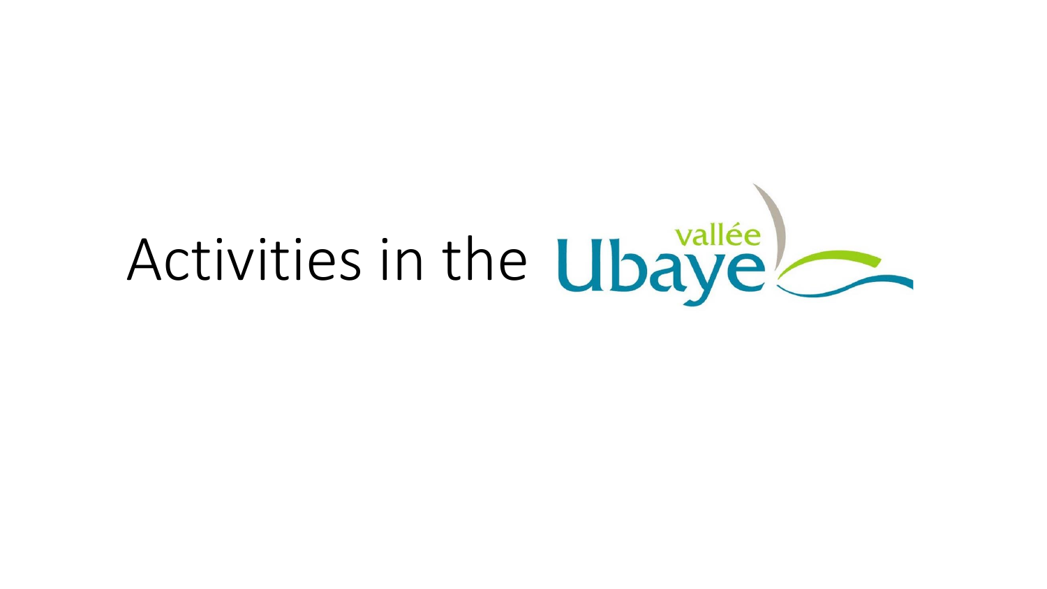# Activities in the Ubaye vallée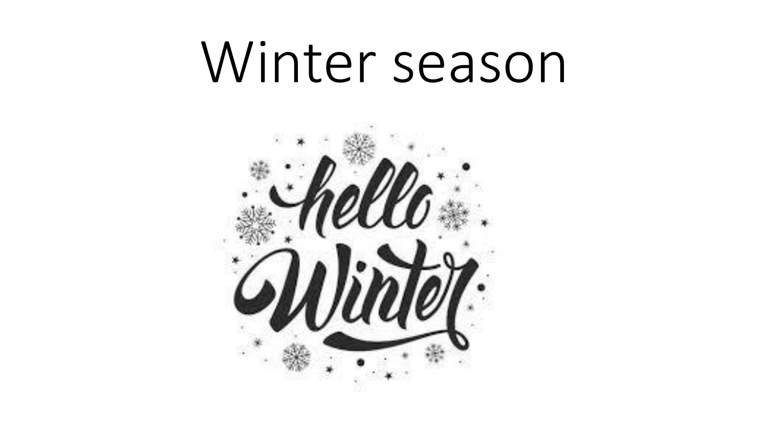# Winter season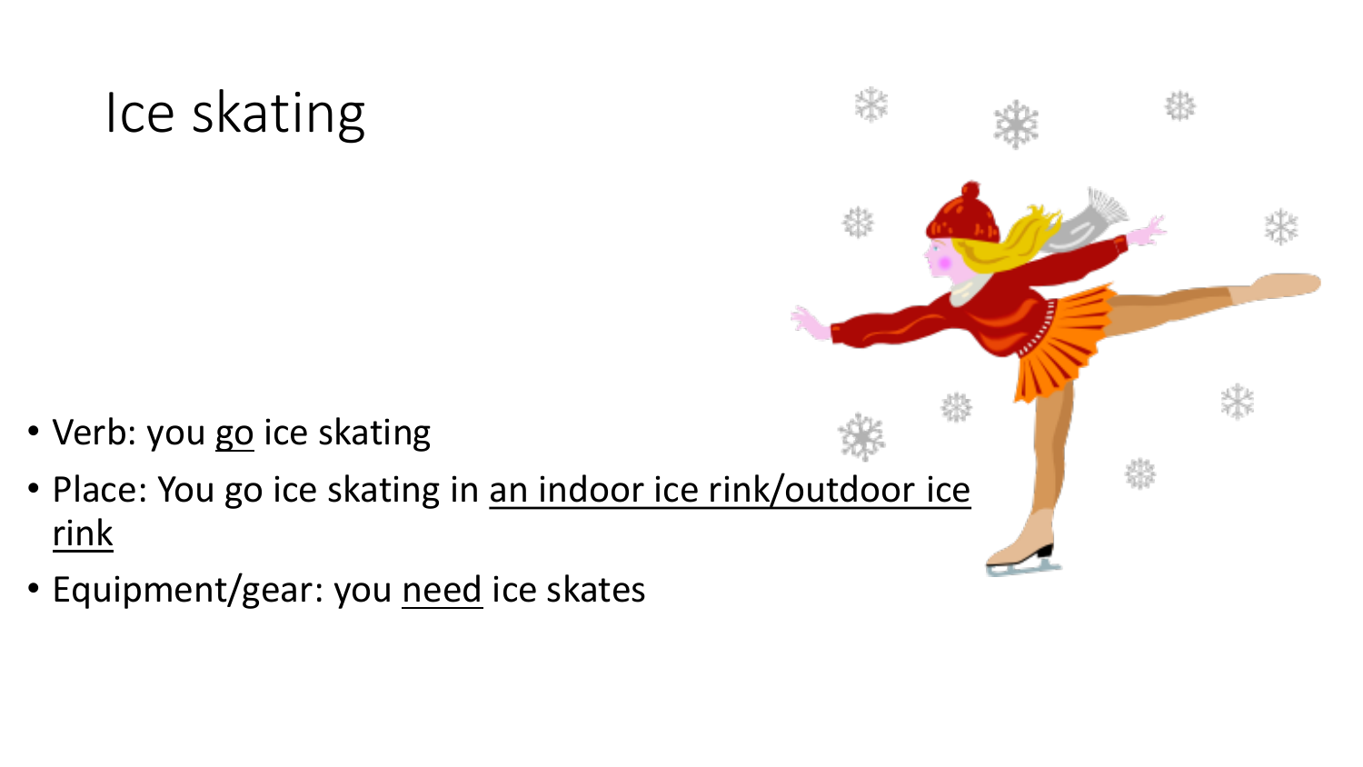# Ice skating

- Verb: you <u>go</u> ice skating
- Place: You go ice skating in <u>an indoor ice rink/outdoor ice rink</u>
- Equipment/gear: you <u>need</u> ice skates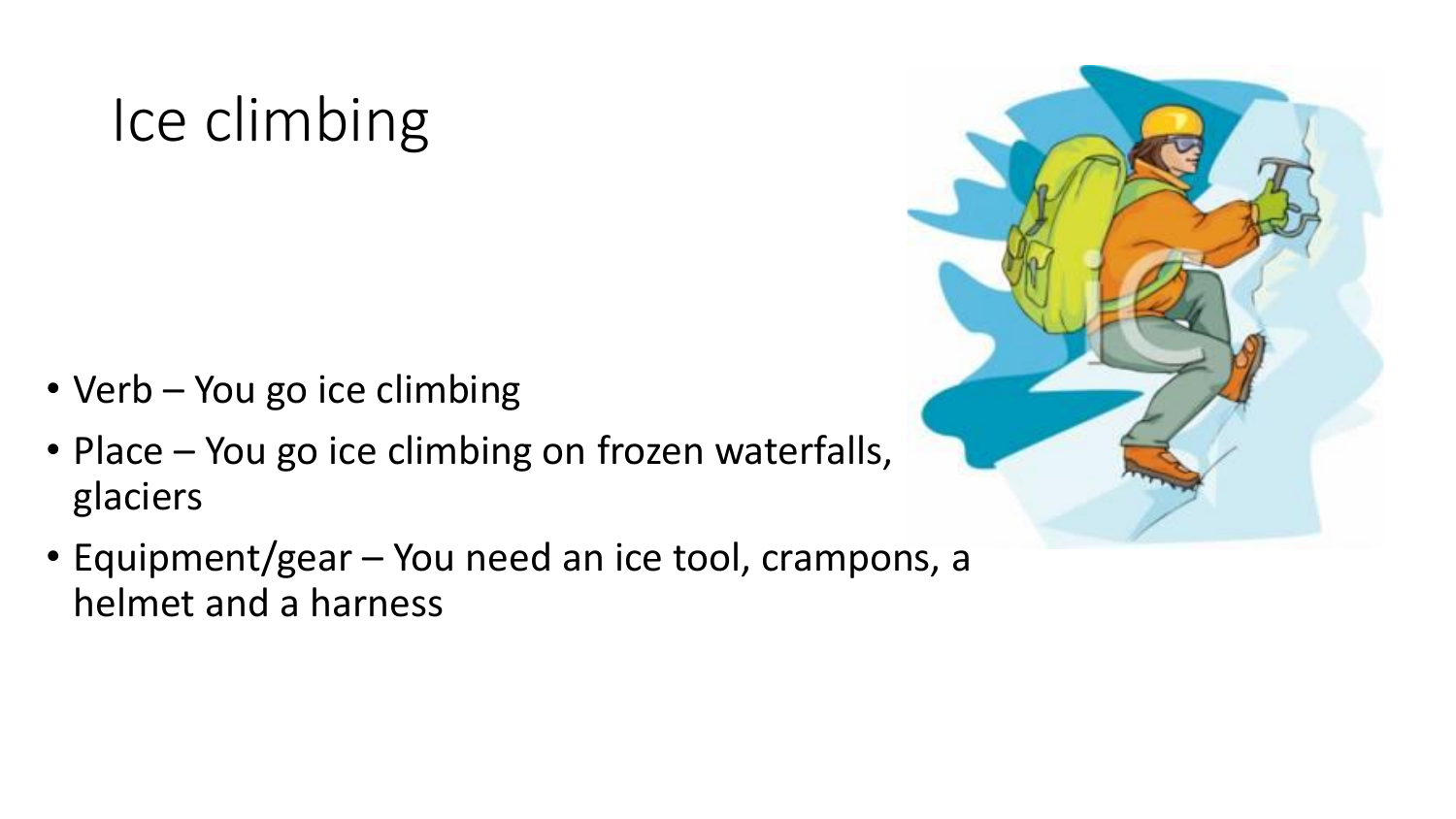# Ice climbing

- Verb – You go ice climbing
- Place – You go ice climbing on frozen waterfalls, glaciers
- Equipment/gear – You need an ice tool, crampons, a helmet and a harness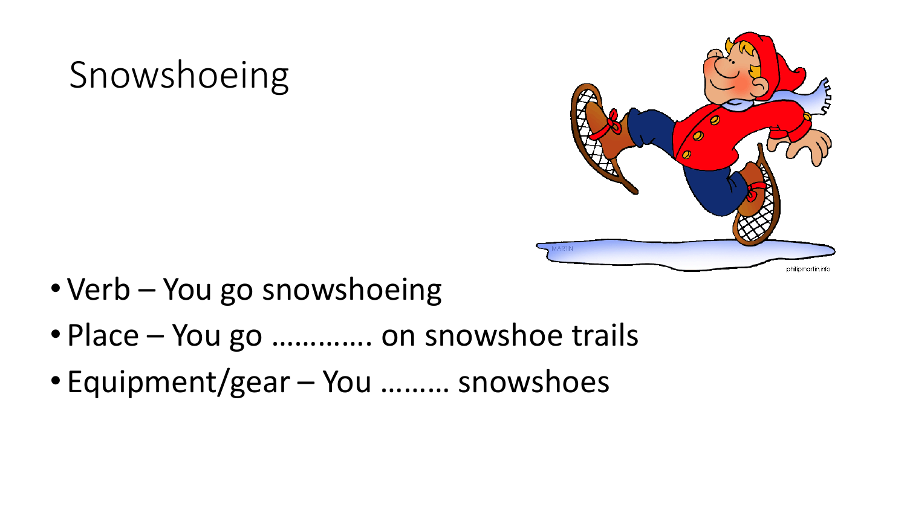# Snowshoeing

- Verb – You go snowshoeing
- Place – You go …………. on snowshoe trails
- Equipment/gear – You ……… snowshoes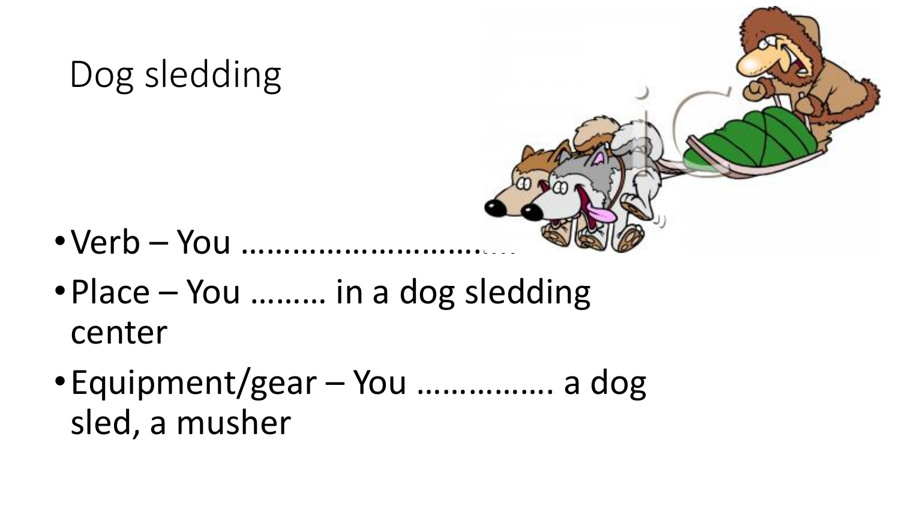# Dog sledding

- Verb – You ……………………………
- Place – You ……… in a dog sledding center
- Equipment/gear – You ……………. a dog sled, a musher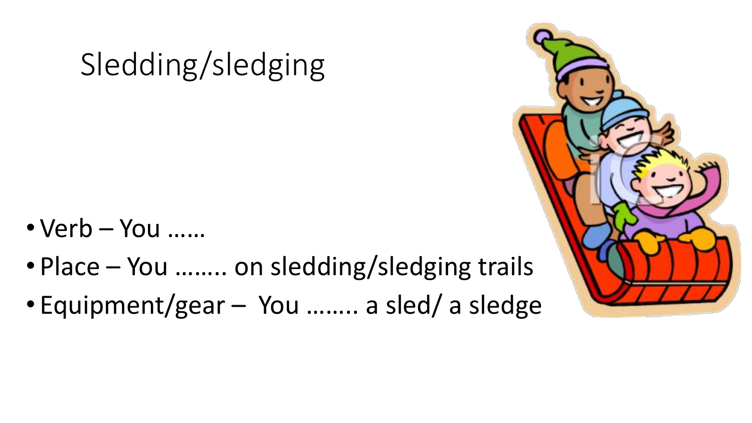# Sledding/sledging

- Verb – You ……
- Place – You …….. on sledding/sledging trails
- Equipment/gear – You …….. a sled/ a sledge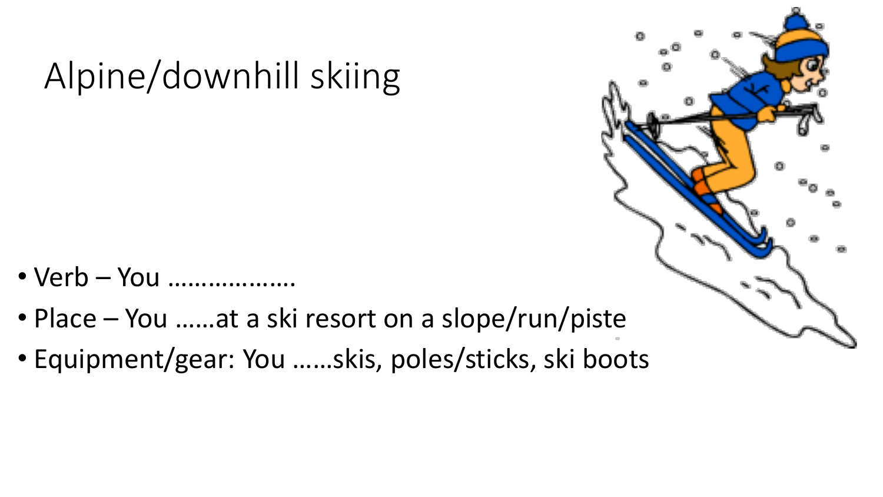# Alpine/downhill skiing

- Verb – You ……………….
- Place – You ……at a ski resort on a slope/run/piste
- Equipment/gear: You ……skis, poles/sticks, ski boots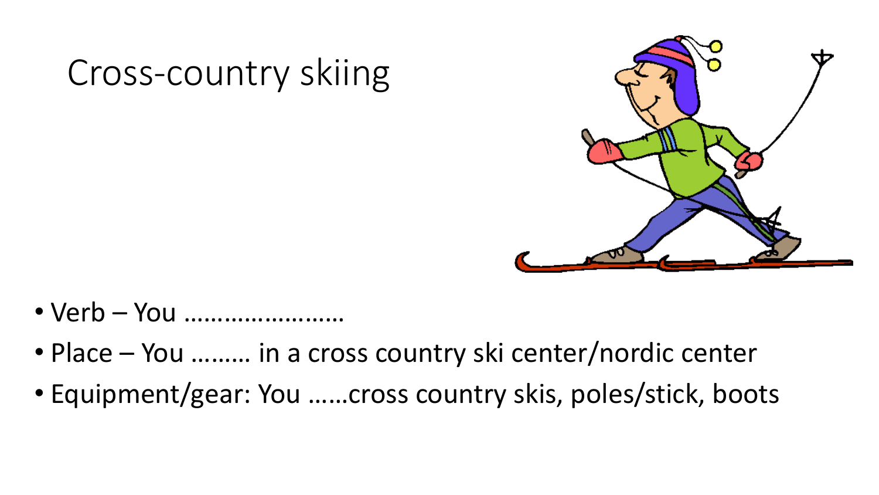# Cross-country skiing

- Verb – You ……………………
- Place – You ……… in a cross country ski center/nordic center
- Equipment/gear: You ……cross country skis, poles/stick, boots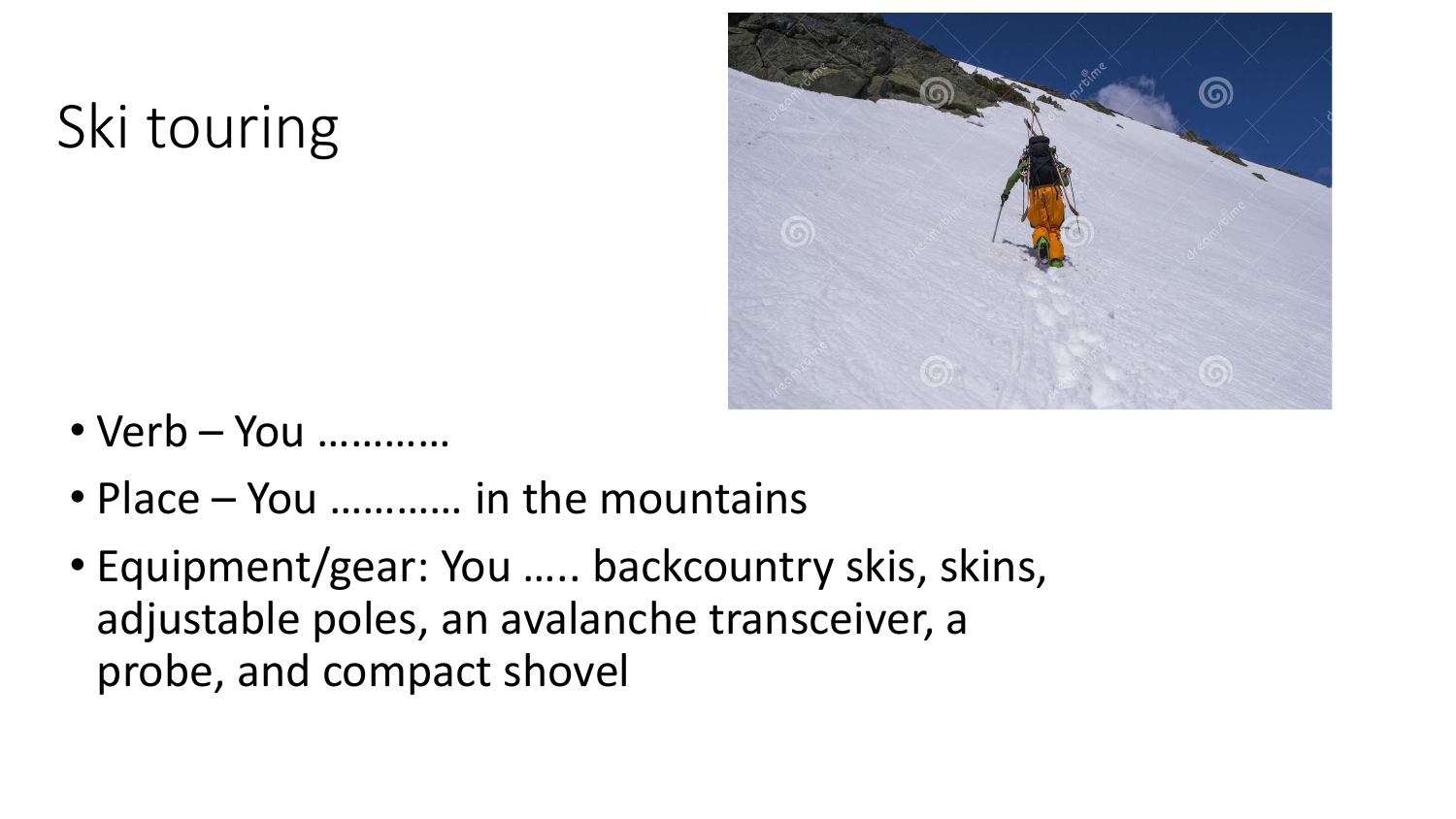# Ski touring

- Verb – You ………..
- Place – You ……….. in the mountains
- Equipment/gear: You ….. backcountry skis, skins, adjustable poles, an avalanche transceiver, a probe, and compact shovel